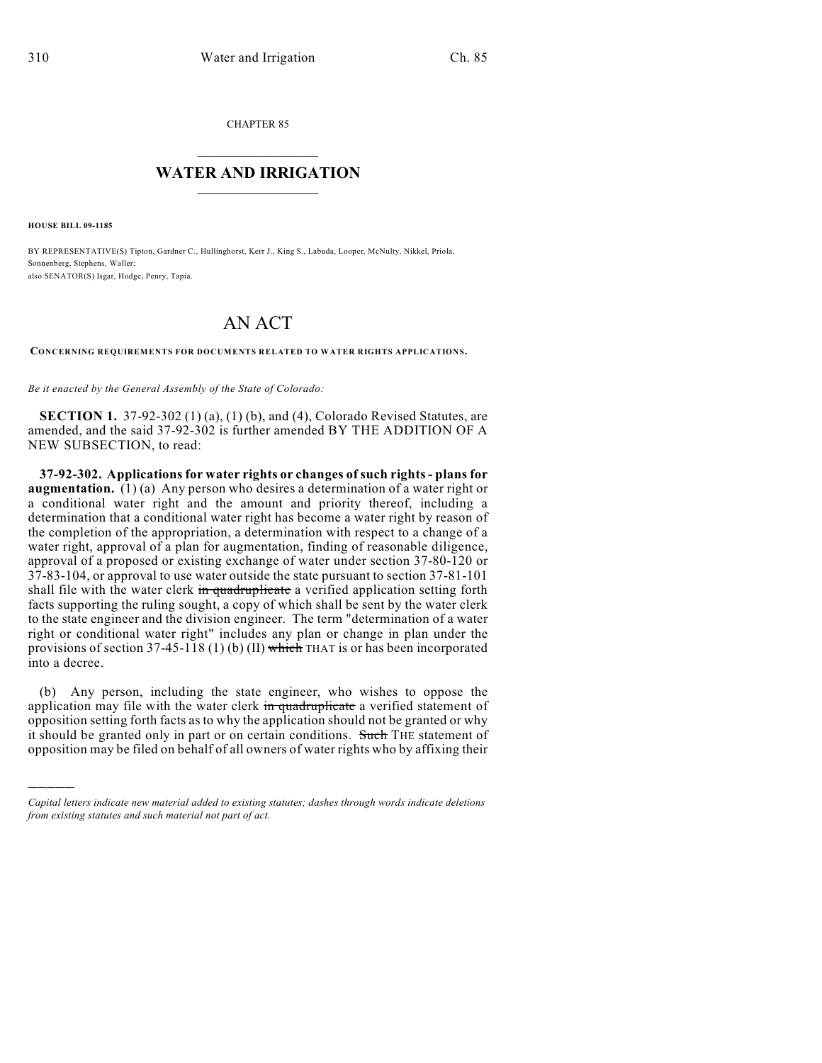CHAPTER 85

# WATER AND IRRIGATION

**HOUSE BILL 09-1185**

BY REPRESENTATIVE(S) Tipton, Gardner C., Hullinghorst, Kerr J., King S., Labuda, Looper, McNulty, Nikkel, Priola, Sonnenberg, Stephens, Waller;
also SENATOR(S) Isgar, Hodge, Penry, Tapia.

# AN ACT

**CONCERNING REQUIREMENTS FOR DOCUMENTS RELATED TO WATER RIGHTS APPLICATIONS.**

*Be it enacted by the General Assembly of the State of Colorado:*

**SECTION 1.** 37-92-302 (1) (a), (1) (b), and (4), Colorado Revised Statutes, are amended, and the said 37-92-302 is further amended BY THE ADDITION OF A NEW SUBSECTION, to read:

**37-92-302. Applications for water rights or changes of such rights - plans for augmentation.** (1) (a) Any person who desires a determination of a water right or a conditional water right and the amount and priority thereof, including a determination that a conditional water right has become a water right by reason of the completion of the appropriation, a determination with respect to a change of a water right, approval of a plan for augmentation, finding of reasonable diligence, approval of a proposed or existing exchange of water under section 37-80-120 or 37-83-104, or approval to use water outside the state pursuant to section 37-81-101 shall file with the water clerk ~~in quadruplicate~~ a verified application setting forth facts supporting the ruling sought, a copy of which shall be sent by the water clerk to the state engineer and the division engineer. The term "determination of a water right or conditional water right" includes any plan or change in plan under the provisions of section 37-45-118 (1) (b) (II) ~~which~~ THAT is or has been incorporated into a decree.

(b) Any person, including the state engineer, who wishes to oppose the application may file with the water clerk ~~in quadruplicate~~ a verified statement of opposition setting forth facts as to why the application should not be granted or why it should be granted only in part or on certain conditions. ~~Such~~ THE statement of opposition may be filed on behalf of all owners of water rights who by affixing their

---

*Capital letters indicate new material added to existing statutes; dashes through words indicate deletions from existing statutes and such material not part of act.*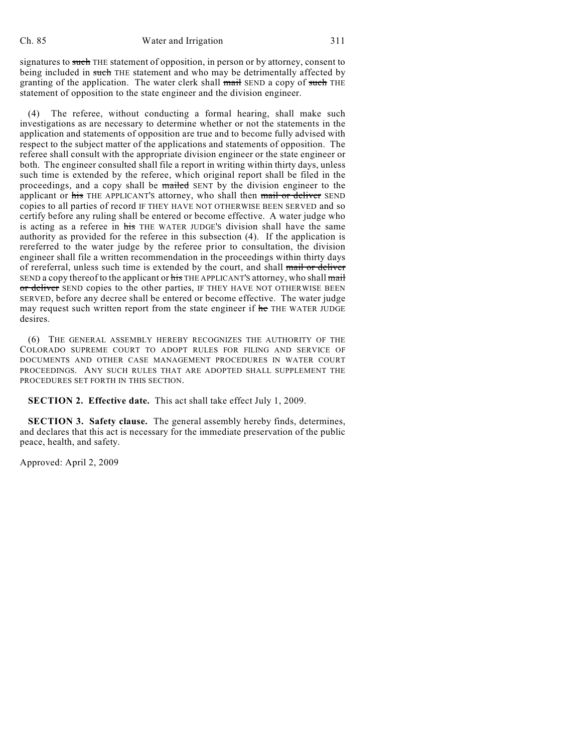signatures to ~~such~~ THE statement of opposition, in person or by attorney, consent to being included in ~~such~~ THE statement and who may be detrimentally affected by granting of the application. The water clerk shall ~~mail~~ SEND a copy of ~~such~~ THE statement of opposition to the state engineer and the division engineer.

(4) The referee, without conducting a formal hearing, shall make such investigations as are necessary to determine whether or not the statements in the application and statements of opposition are true and to become fully advised with respect to the subject matter of the applications and statements of opposition. The referee shall consult with the appropriate division engineer or the state engineer or both. The engineer consulted shall file a report in writing within thirty days, unless such time is extended by the referee, which original report shall be filed in the proceedings, and a copy shall be ~~mailed~~ SENT by the division engineer to the applicant or ~~his~~ THE APPLICANT'S attorney, who shall then ~~mail or deliver~~ SEND copies to all parties of record IF THEY HAVE NOT OTHERWISE BEEN SERVED and so certify before any ruling shall be entered or become effective. A water judge who is acting as a referee in ~~his~~ THE WATER JUDGE'S division shall have the same authority as provided for the referee in this subsection (4). If the application is rereferred to the water judge by the referee prior to consultation, the division engineer shall file a written recommendation in the proceedings within thirty days of rereferral, unless such time is extended by the court, and shall ~~mail or deliver~~ SEND a copy thereof to the applicant or ~~his~~ THE APPLICANT'S attorney, who shall ~~mail or deliver~~ SEND copies to the other parties, IF THEY HAVE NOT OTHERWISE BEEN SERVED, before any decree shall be entered or become effective. The water judge may request such written report from the state engineer if ~~he~~ THE WATER JUDGE desires.

(6) THE GENERAL ASSEMBLY HEREBY RECOGNIZES THE AUTHORITY OF THE COLORADO SUPREME COURT TO ADOPT RULES FOR FILING AND SERVICE OF DOCUMENTS AND OTHER CASE MANAGEMENT PROCEDURES IN WATER COURT PROCEEDINGS. ANY SUCH RULES THAT ARE ADOPTED SHALL SUPPLEMENT THE PROCEDURES SET FORTH IN THIS SECTION.

**SECTION 2. Effective date.** This act shall take effect July 1, 2009.

**SECTION 3. Safety clause.** The general assembly hereby finds, determines, and declares that this act is necessary for the immediate preservation of the public peace, health, and safety.

Approved: April 2, 2009